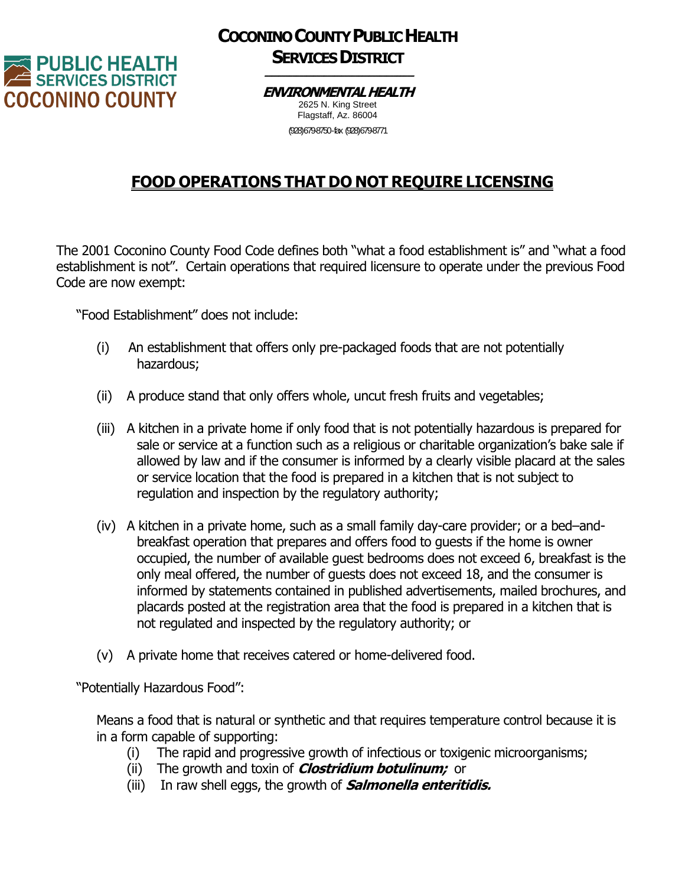PUBLIC HEALTH SERVICES DISTRICT COCONINO COUNTY

# COCONINO COUNTY PUBLIC HEALTH SERVICES DISTRICT

**ENVIRONMENTAL HEALTH**
2625 N. King Street
Flagstaff, Az. 86004
(928)679-8750-fax (928)679-8771

## FOOD OPERATIONS THAT DO NOT REQUIRE LICENSING

The 2001 Coconino County Food Code defines both "what a food establishment is" and "what a food establishment is not". Certain operations that required licensure to operate under the previous Food Code are now exempt:

"Food Establishment" does not include:

(i) An establishment that offers only pre-packaged foods that are not potentially hazardous;

(ii) A produce stand that only offers whole, uncut fresh fruits and vegetables;

(iii) A kitchen in a private home if only food that is not potentially hazardous is prepared for sale or service at a function such as a religious or charitable organization's bake sale if allowed by law and if the consumer is informed by a clearly visible placard at the sales or service location that the food is prepared in a kitchen that is not subject to regulation and inspection by the regulatory authority;

(iv) A kitchen in a private home, such as a small family day-care provider; or a bed–and-breakfast operation that prepares and offers food to guests if the home is owner occupied, the number of available guest bedrooms does not exceed 6, breakfast is the only meal offered, the number of guests does not exceed 18, and the consumer is informed by statements contained in published advertisements, mailed brochures, and placards posted at the registration area that the food is prepared in a kitchen that is not regulated and inspected by the regulatory authority; or

(v) A private home that receives catered or home-delivered food.

"Potentially Hazardous Food":

Means a food that is natural or synthetic and that requires temperature control because it is in a form capable of supporting:

(i) The rapid and progressive growth of infectious or toxigenic microorganisms;
(ii) The growth and toxin of ***Clostridium botulinum;*** or
(iii) In raw shell eggs, the growth of ***Salmonella enteritidis.***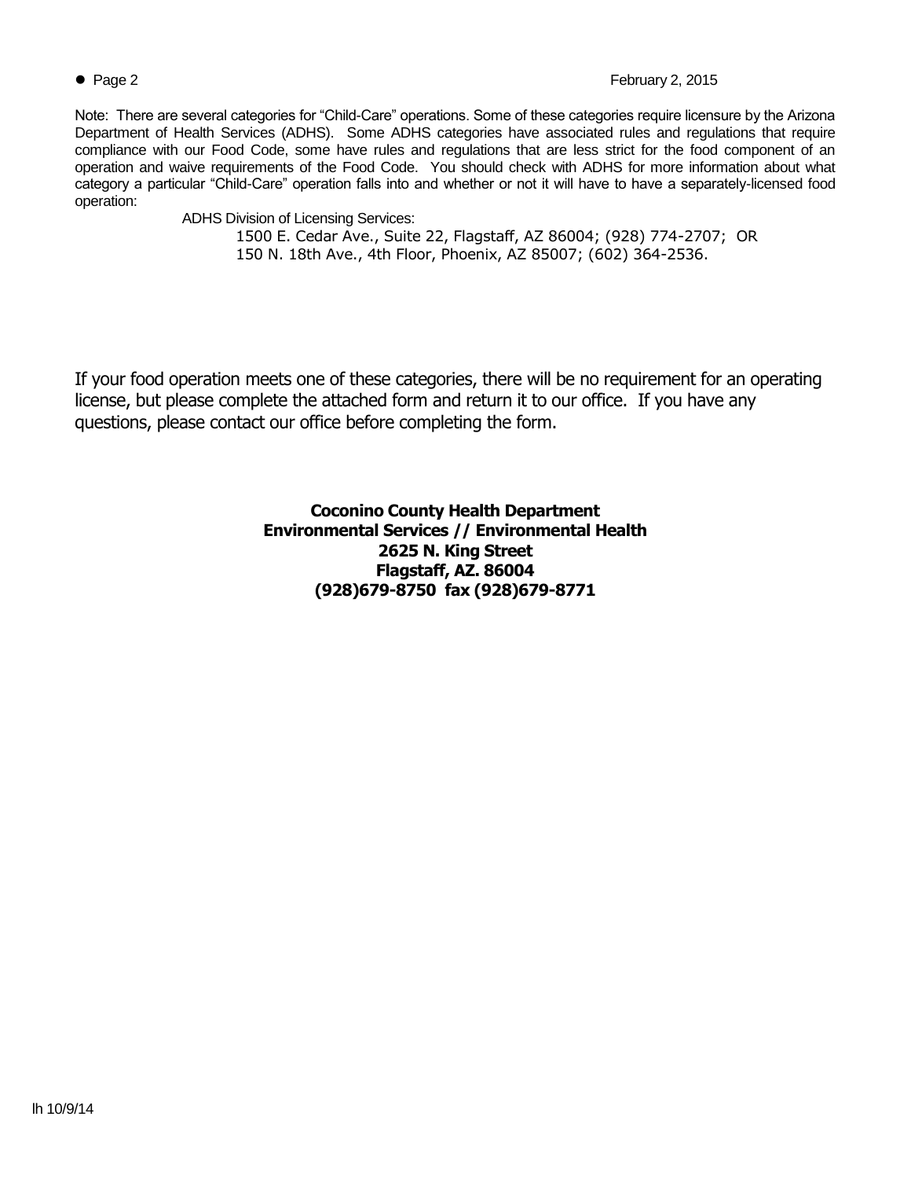Note: There are several categories for "Child-Care" operations. Some of these categories require licensure by the Arizona Department of Health Services (ADHS). Some ADHS categories have associated rules and regulations that require compliance with our Food Code, some have rules and regulations that are less strict for the food component of an operation and waive requirements of the Food Code. You should check with ADHS for more information about what category a particular "Child-Care" operation falls into and whether or not it will have to have a separately-licensed food operation:

ADHS Division of Licensing Services:
1500 E. Cedar Ave., Suite 22, Flagstaff, AZ 86004; (928) 774-2707; OR
150 N. 18th Ave., 4th Floor, Phoenix, AZ 85007; (602) 364-2536.

If your food operation meets one of these categories, there will be no requirement for an operating license, but please complete the attached form and return it to our office. If you have any questions, please contact our office before completing the form.

**Coconino County Health Department**
**Environmental Services // Environmental Health**
**2625 N. King Street**
**Flagstaff, AZ. 86004**
**(928)679-8750 fax (928)679-8771**

lh 10/9/14